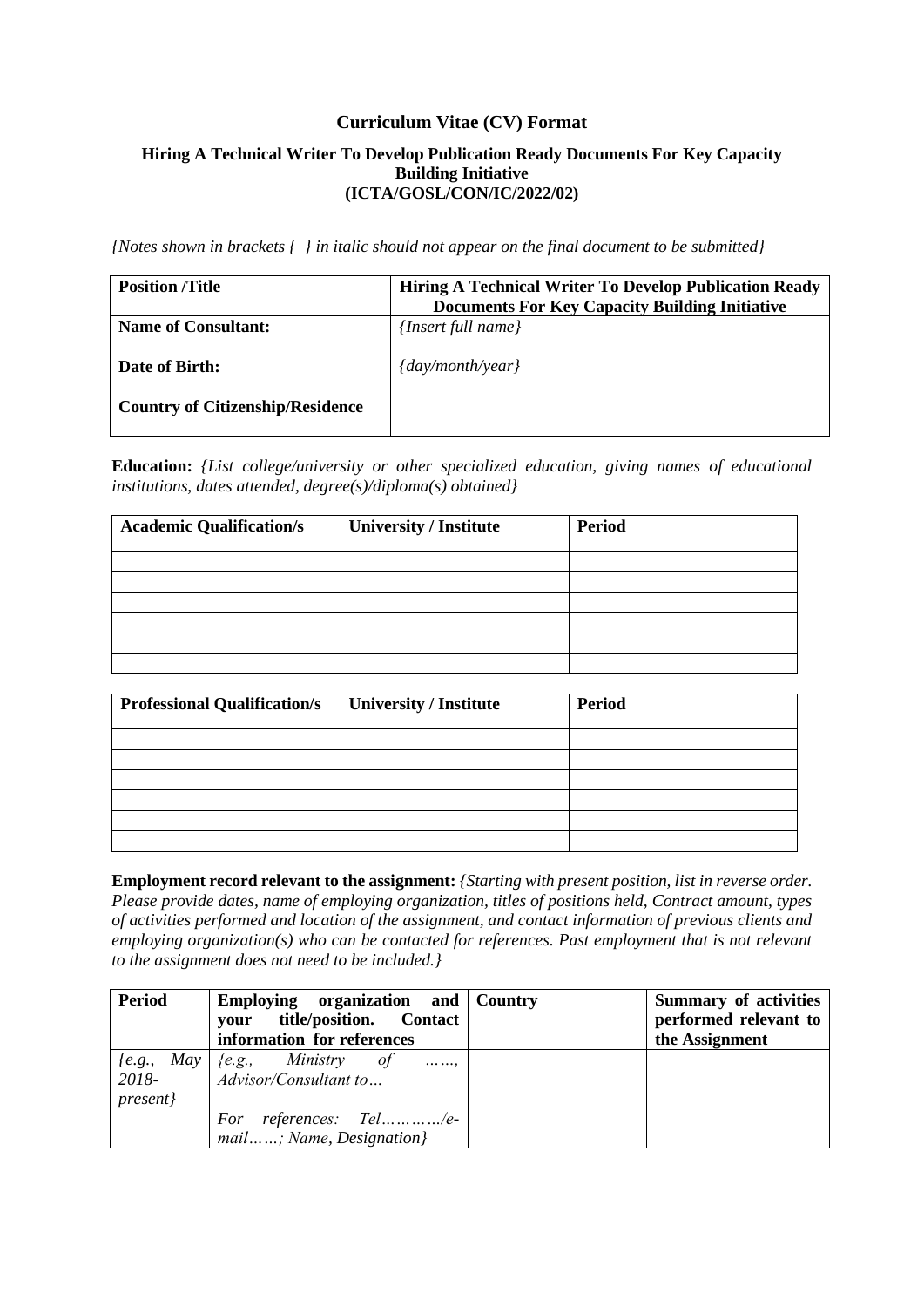## Curriculum Vitae (CV) Format

### Hiring A Technical Writer To Develop Publication Ready Documents For Key Capacity Building Initiative (ICTA/GOSL/CON/IC/2022/02)

*{Notes shown in brackets { } in italic should not appear on the final document to be submitted}*

| **Position /Title** | **Hiring A Technical Writer To Develop Publication Ready Documents For Key Capacity Building Initiative** |
|---|---|
| **Name of Consultant:** | *{Insert full name}* |
| **Date of Birth:** | *{day/month/year}* |
| **Country of Citizenship/Residence** | |

**Education:** *{List college/university or other specialized education, giving names of educational institutions, dates attended, degree(s)/diploma(s) obtained}*

| **Academic Qualification/s** | **University / Institute** | **Period** |
|---|---|---|
| | | |
| | | |
| | | |
| | | |
| | | |
| | | |

| **Professional Qualification/s** | **University / Institute** | **Period** |
|---|---|---|
| | | |
| | | |
| | | |
| | | |
| | | |
| | | |

**Employment record relevant to the assignment:** *{Starting with present position, list in reverse order. Please provide dates, name of employing organization, titles of positions held, Contract amount, types of activities performed and location of the assignment, and contact information of previous clients and employing organization(s) who can be contacted for references. Past employment that is not relevant to the assignment does not need to be included.}*

| **Period** | **Employing organization and your title/position. Contact information for references** | **Country** | **Summary of activities performed relevant to the Assignment** |
|---|---|---|---|
| *{e.g., May 2018-present}* | *{e.g., Ministry of ……, Advisor/Consultant to…*<br><br>*For references: Tel…………/e-mail……; Name, Designation}* | | |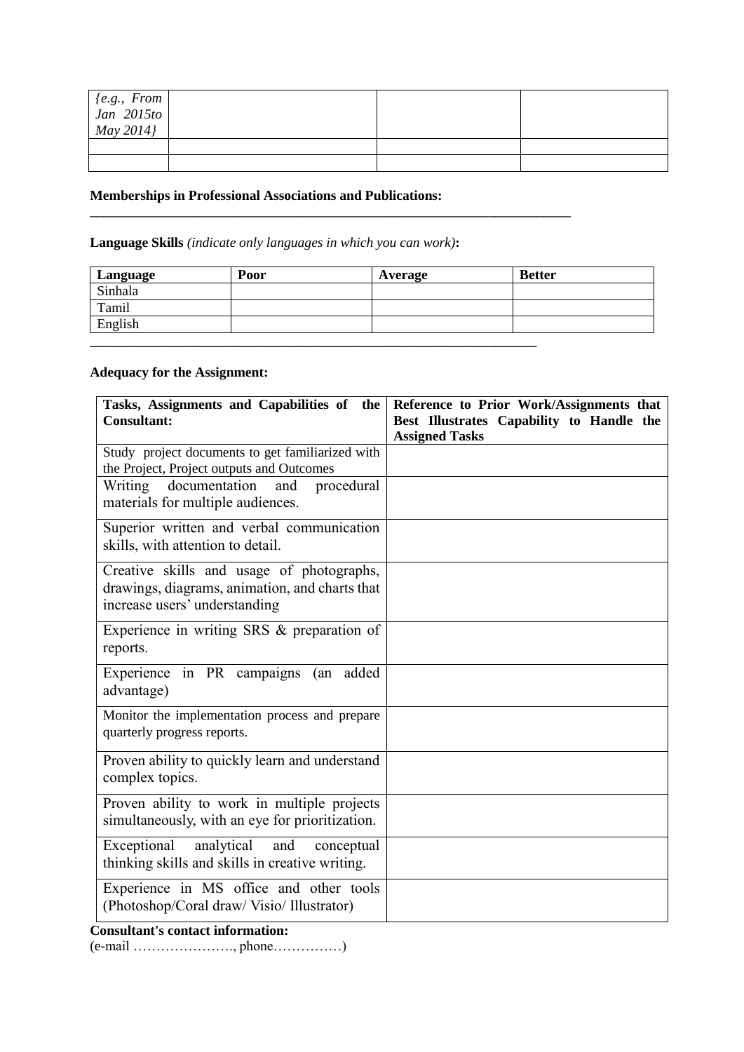| {e.g., From Jan 2015to May 2014} | | | |
|---|---|---|---|
| | | | |
| | | | |

**Memberships in Professional Associations and Publications:**

---

**Language Skills** *(indicate only languages in which you can work)***:**

| Language | Poor | Average | Better |
|---|---|---|---|
| Sinhala | | | |
| Tamil | | | |
| English | | | |

---

**Adequacy for the Assignment:**

| Tasks, Assignments and Capabilities of the Consultant: | Reference to Prior Work/Assignments that Best Illustrates Capability to Handle the Assigned Tasks |
|---|---|
| Study project documents to get familiarized with the Project, Project outputs and Outcomes | |
| Writing documentation and procedural materials for multiple audiences. | |
| Superior written and verbal communication skills, with attention to detail. | |
| Creative skills and usage of photographs, drawings, diagrams, animation, and charts that increase users' understanding | |
| Experience in writing SRS & preparation of reports. | |
| Experience in PR campaigns (an added advantage) | |
| Monitor the implementation process and prepare quarterly progress reports. | |
| Proven ability to quickly learn and understand complex topics. | |
| Proven ability to work in multiple projects simultaneously, with an eye for prioritization. | |
| Exceptional analytical and conceptual thinking skills and skills in creative writing. | |
| Experience in MS office and other tools (Photoshop/Coral draw/ Visio/ Illustrator) | |

**Consultant's contact information:**

(e-mail …………………., phone……………)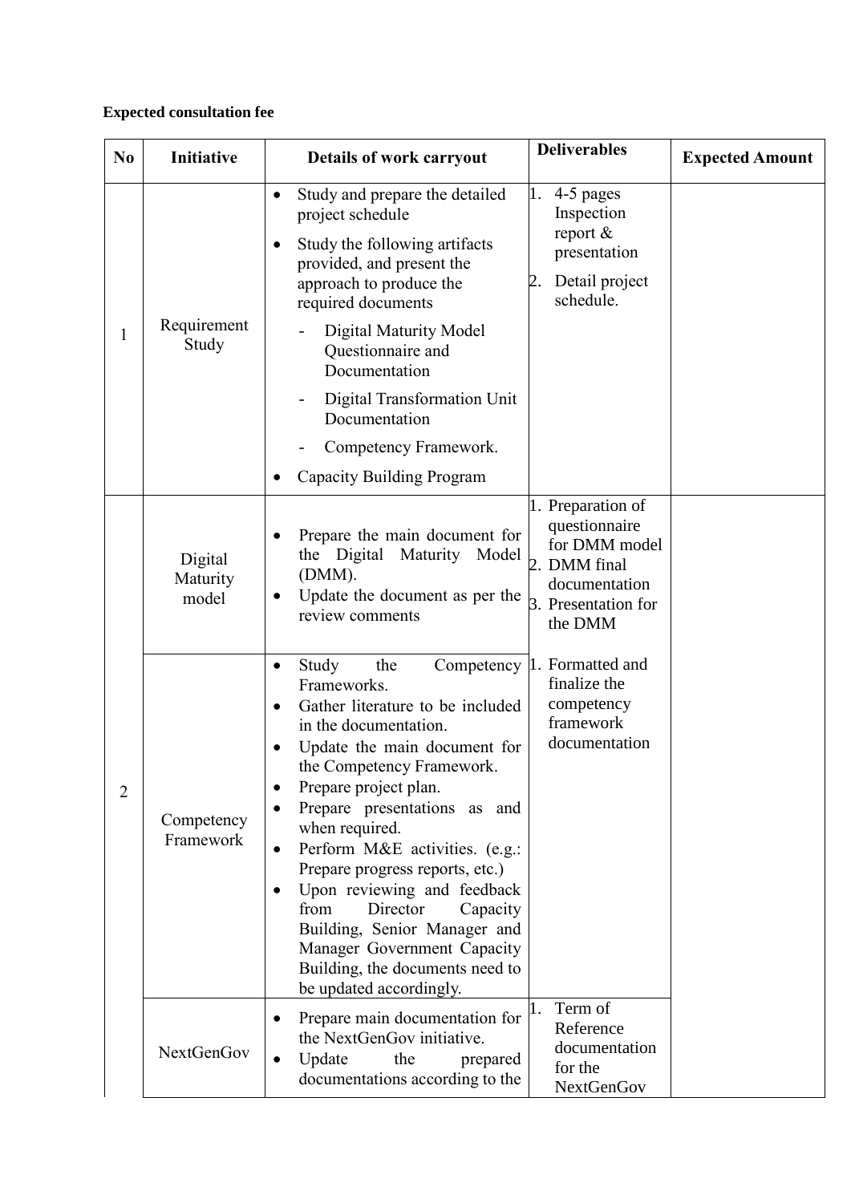**Expected consultation fee**

| No | Initiative | Details of work carryout | Deliverables | Expected Amount |
|---|---|---|---|---|
| 1 | Requirement Study | • Study and prepare the detailed project schedule<br>• Study the following artifacts provided, and present the approach to produce the required documents<br>- Digital Maturity Model Questionnaire and Documentation<br>- Digital Transformation Unit Documentation<br>- Competency Framework.<br>• Capacity Building Program | 1. 4-5 pages Inspection report & presentation<br>2. Detail project schedule. | |
| 2 | Digital Maturity model | • Prepare the main document for the Digital Maturity Model (DMM).<br>• Update the document as per the review comments | 1. Preparation of questionnaire for DMM model<br>2. DMM final documentation<br>3. Presentation for the DMM | |
| | Competency Framework | • Study the Competency Frameworks.<br>• Gather literature to be included in the documentation.<br>• Update the main document for the Competency Framework.<br>• Prepare project plan.<br>• Prepare presentations as and when required.<br>• Perform M&E activities. (e.g.: Prepare progress reports, etc.)<br>• Upon reviewing and feedback from Director Capacity Building, Senior Manager and Manager Government Capacity Building, the documents need to be updated accordingly. | 1. Formatted and finalize the competency framework documentation | |
| | NextGenGov | • Prepare main documentation for the NextGenGov initiative.<br>• Update the prepared documentations according to the | 1. Term of Reference documentation for the NextGenGov | |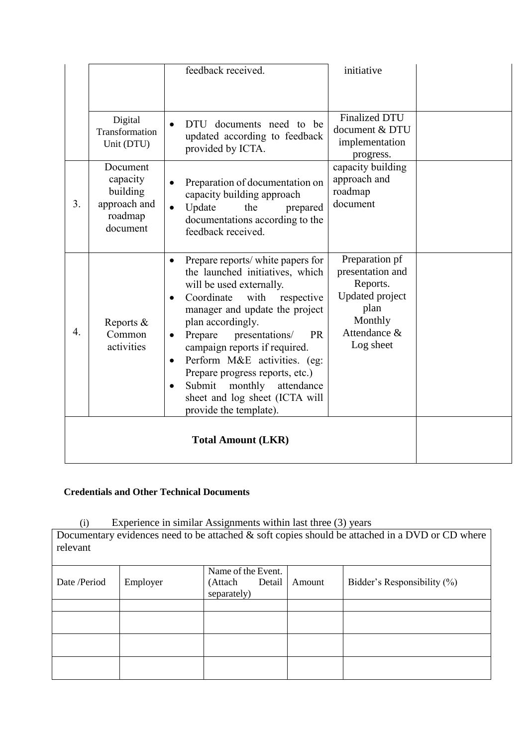| | | | | |
|---|---|---|---|---|
| | | feedback received. | initiative | |
| | Digital Transformation Unit (DTU) | • DTU documents need to be updated according to feedback provided by ICTA. | Finalized DTU document & DTU implementation progress. | |
| 3. | Document capacity building approach and roadmap document | • Preparation of documentation on capacity building approach<br>• Update the prepared documentations according to the feedback received. | capacity building approach and roadmap document | |
| 4. | Reports & Common activities | • Prepare reports/ white papers for the launched initiatives, which will be used externally.<br>• Coordinate with respective manager and update the project plan accordingly.<br>• Prepare presentations/ PR campaign reports if required.<br>• Perform M&E activities. (eg: Prepare progress reports, etc.)<br>• Submit monthly attendance sheet and log sheet (ICTA will provide the template). | Preparation pf presentation and Reports.<br>Updated project plan<br>Monthly Attendance & Log sheet | |
| **Total Amount (LKR)** | | | | |

**Credentials and Other Technical Documents**

(i) Experience in similar Assignments within last three (3) years

Documentary evidences need to be attached & soft copies should be attached in a DVD or CD where relevant

| Date /Period | Employer | Name of the Event. (Attach Detail separately) | Amount | Bidder's Responsibility (%) |
|---|---|---|---|---|
| | | | | |
| | | | | |
| | | | | |
| | | | | |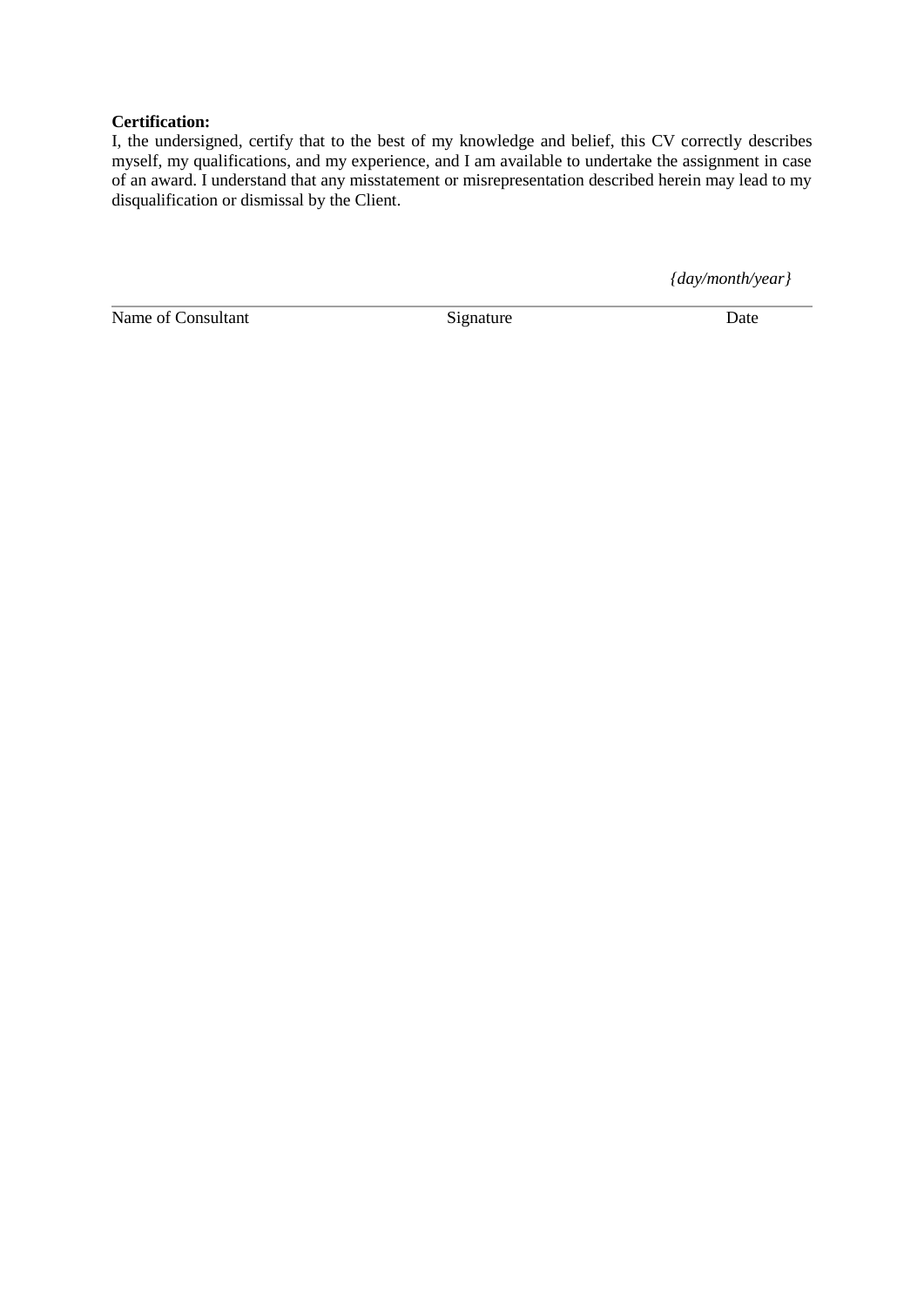**Certification:**

I, the undersigned, certify that to the best of my knowledge and belief, this CV correctly describes myself, my qualifications, and my experience, and I am available to undertake the assignment in case of an award. I understand that any misstatement or misrepresentation described herein may lead to my disqualification or dismissal by the Client.

| | | |
|---|---|---|
| | | *{day/month/year}* |
| Name of Consultant | Signature | Date |